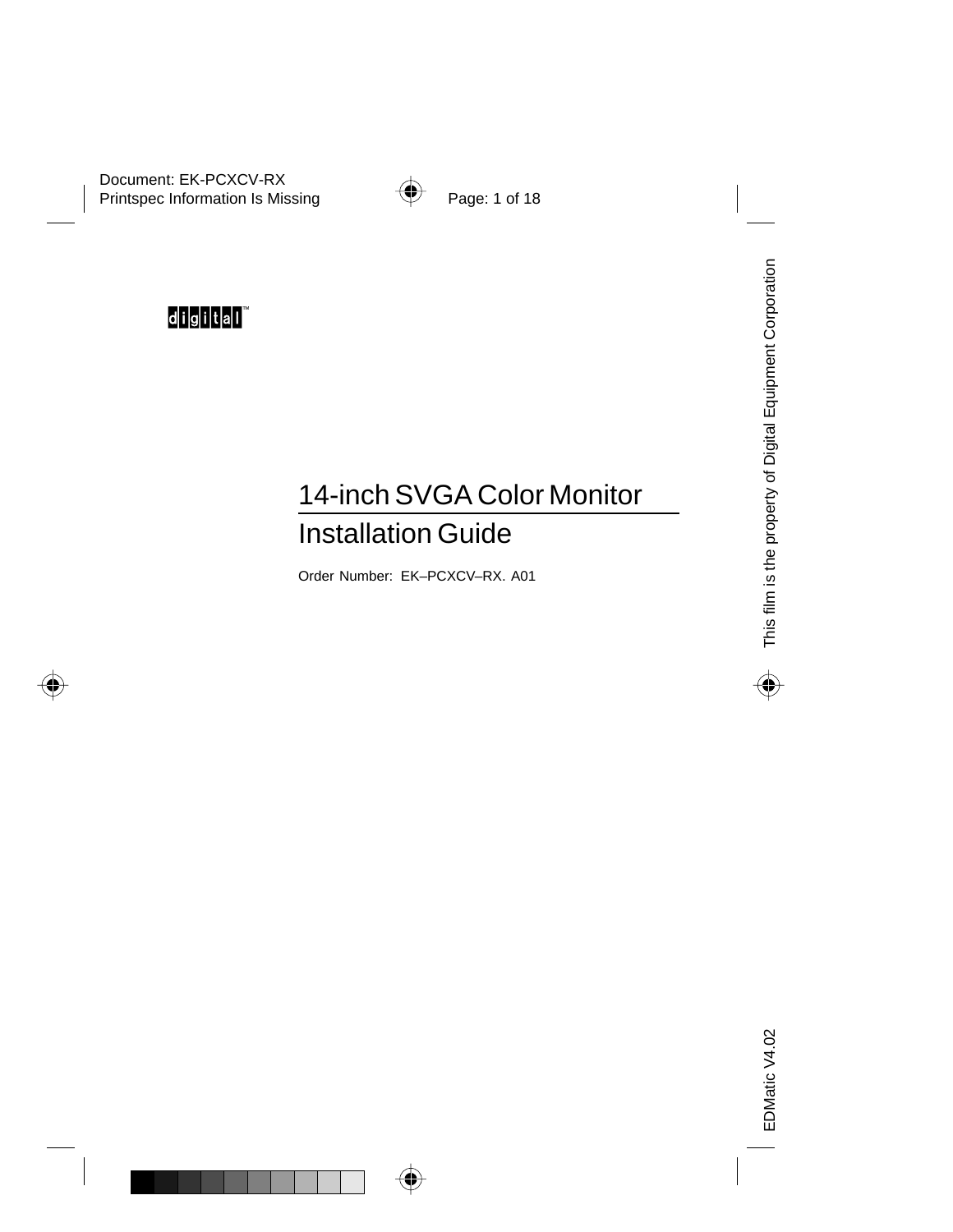digital™

# 14-inch SVGA Color Monitor

## Installation Guide

Order Number: EK–PCXCV–RX. A01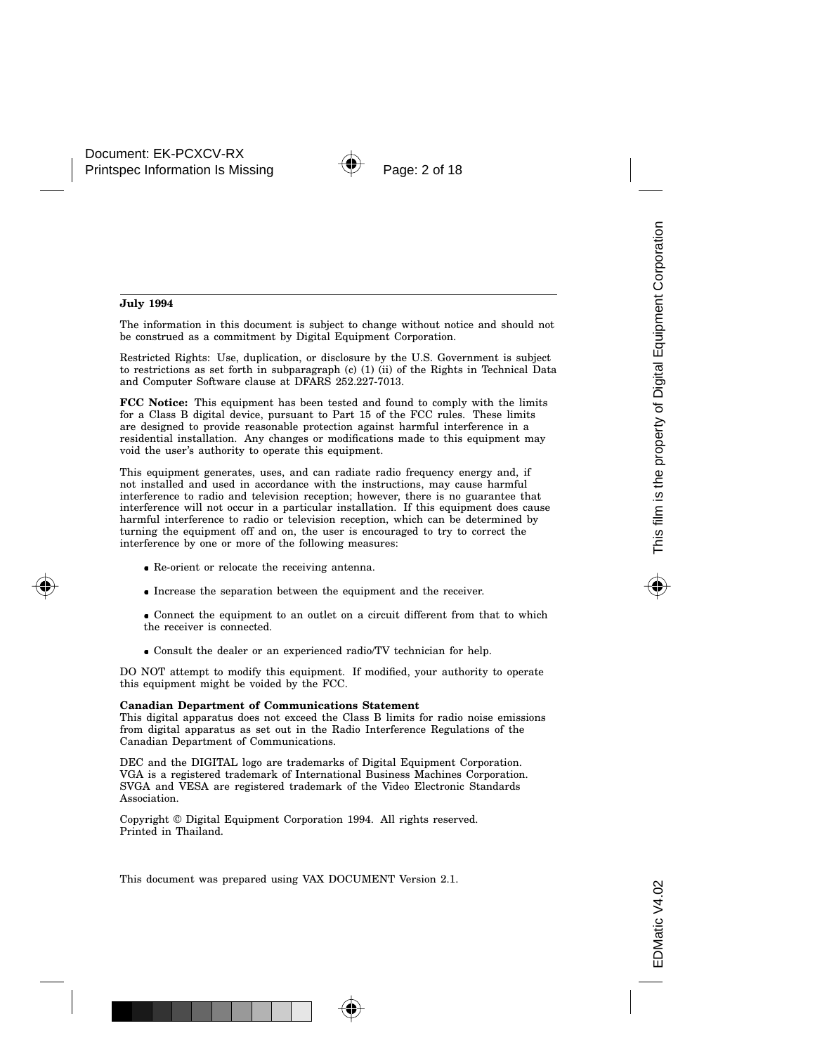**July 1994**

The information in this document is subject to change without notice and should not be construed as a commitment by Digital Equipment Corporation.

Restricted Rights: Use, duplication, or disclosure by the U.S. Government is subject to restrictions as set forth in subparagraph (c) (1) (ii) of the Rights in Technical Data and Computer Software clause at DFARS 252.227-7013.

**FCC Notice:** This equipment has been tested and found to comply with the limits for a Class B digital device, pursuant to Part 15 of the FCC rules. These limits are designed to provide reasonable protection against harmful interference in a residential installation. Any changes or modifications made to this equipment may void the user's authority to operate this equipment.

This equipment generates, uses, and can radiate radio frequency energy and, if not installed and used in accordance with the instructions, may cause harmful interference to radio and television reception; however, there is no guarantee that interference will not occur in a particular installation. If this equipment does cause harmful interference to radio or television reception, which can be determined by turning the equipment off and on, the user is encouraged to try to correct the interference by one or more of the following measures:

- Re-orient or relocate the receiving antenna.
- Increase the separation between the equipment and the receiver.
- Connect the equipment to an outlet on a circuit different from that to which the receiver is connected.
- Consult the dealer or an experienced radio/TV technician for help.

DO NOT attempt to modify this equipment. If modified, your authority to operate this equipment might be voided by the FCC.

**Canadian Department of Communications Statement**
This digital apparatus does not exceed the Class B limits for radio noise emissions from digital apparatus as set out in the Radio Interference Regulations of the Canadian Department of Communications.

DEC and the DIGITAL logo are trademarks of Digital Equipment Corporation.
VGA is a registered trademark of International Business Machines Corporation.
SVGA and VESA are registered trademark of the Video Electronic Standards Association.

Copyright © Digital Equipment Corporation 1994. All rights reserved.
Printed in Thailand.

This document was prepared using VAX DOCUMENT Version 2.1.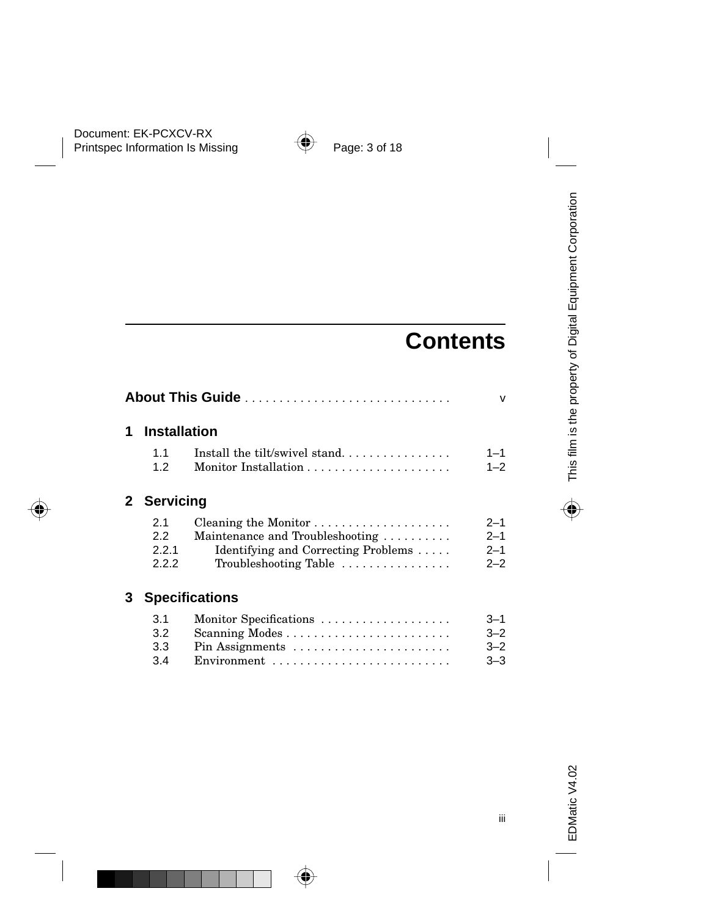# Contents

**About This Guide** . . . . . . . . . . . . . . . . . . . . . . . . . . . . . v

## 1 Installation

| | | |
|---|---|---|
| 1.1 | Install the tilt/swivel stand. . . . . . . . . . . . . . . . | 1–1 |
| 1.2 | Monitor Installation . . . . . . . . . . . . . . . . . . . . . | 1–2 |

## 2 Servicing

| | | |
|---|---|---|
| 2.1 | Cleaning the Monitor . . . . . . . . . . . . . . . . . . . . | 2–1 |
| 2.2 | Maintenance and Troubleshooting . . . . . . . . . . | 2–1 |
| 2.2.1 | Identifying and Correcting Problems . . . . . | 2–1 |
| 2.2.2 | Troubleshooting Table . . . . . . . . . . . . . . . . | 2–2 |

## 3 Specifications

| | | |
|---|---|---|
| 3.1 | Monitor Specifications . . . . . . . . . . . . . . . . . . . | 3–1 |
| 3.2 | Scanning Modes . . . . . . . . . . . . . . . . . . . . . . . . | 3–2 |
| 3.3 | Pin Assignments . . . . . . . . . . . . . . . . . . . . . . . | 3–2 |
| 3.4 | Environment . . . . . . . . . . . . . . . . . . . . . . . . . . | 3–3 |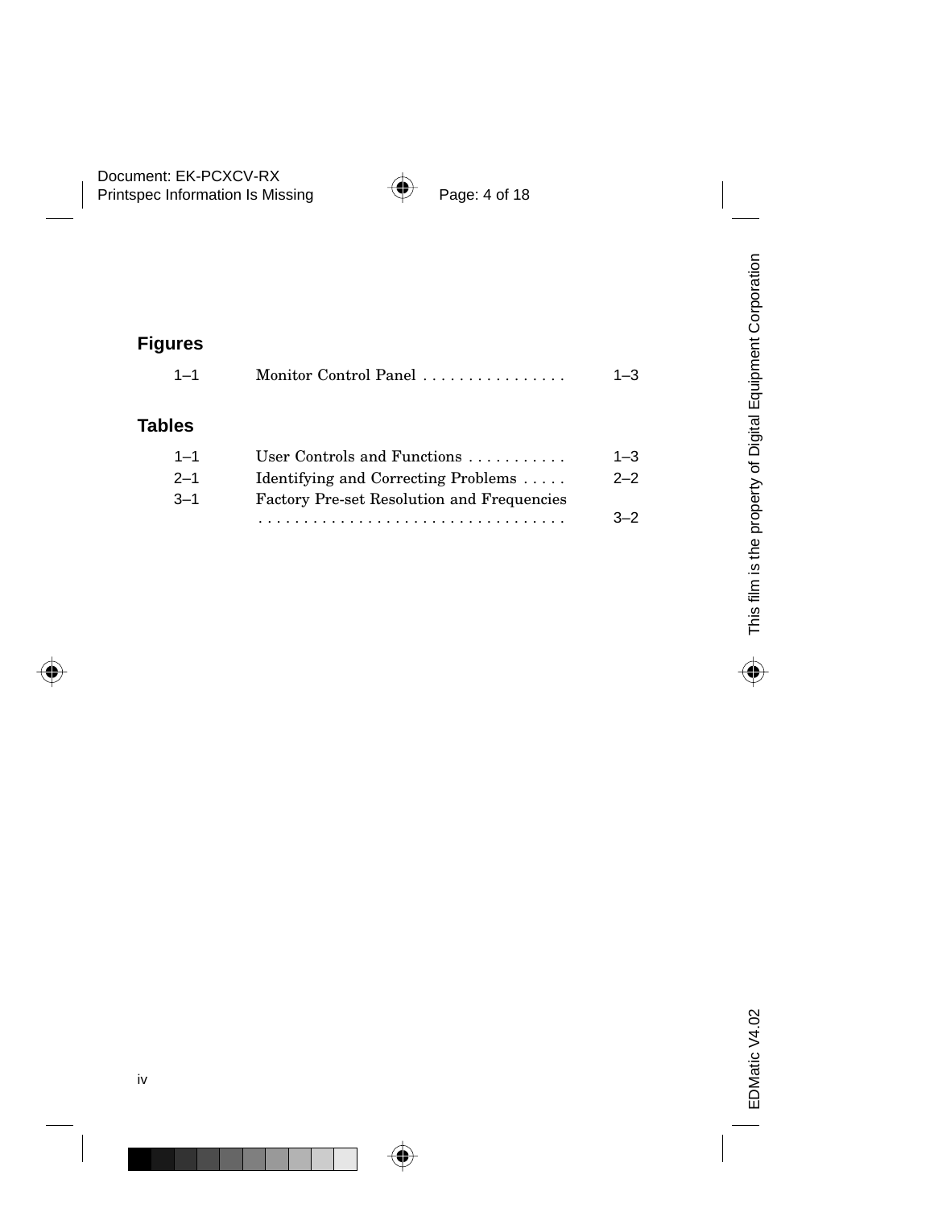## Figures

| | | |
|---|---|---|
| 1–1 | Monitor Control Panel . . . . . . . . . . . . . . . . | 1–3 |

## Tables

| | | |
|---|---|---|
| 1–1 | User Controls and Functions . . . . . . . . . . . | 1–3 |
| 2–1 | Identifying and Correcting Problems . . . . . | 2–2 |
| 3–1 | Factory Pre-set Resolution and Frequencies . . . . . . . . . . . . . . . . . . . . . . . . . . . . . . . . . . | 3–2 |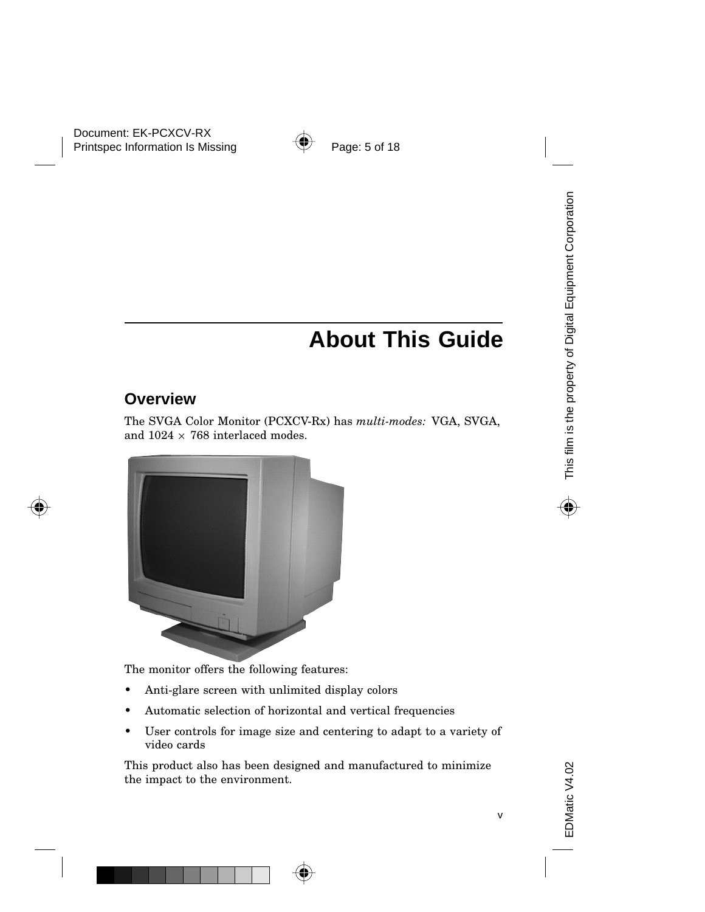# About This Guide

## Overview

The SVGA Color Monitor (PCXCV-Rx) has *multi-modes:* VGA, SVGA, and 1024 × 768 interlaced modes.

The monitor offers the following features:

- Anti-glare screen with unlimited display colors
- Automatic selection of horizontal and vertical frequencies
- User controls for image size and centering to adapt to a variety of video cards

This product also has been designed and manufactured to minimize the impact to the environment.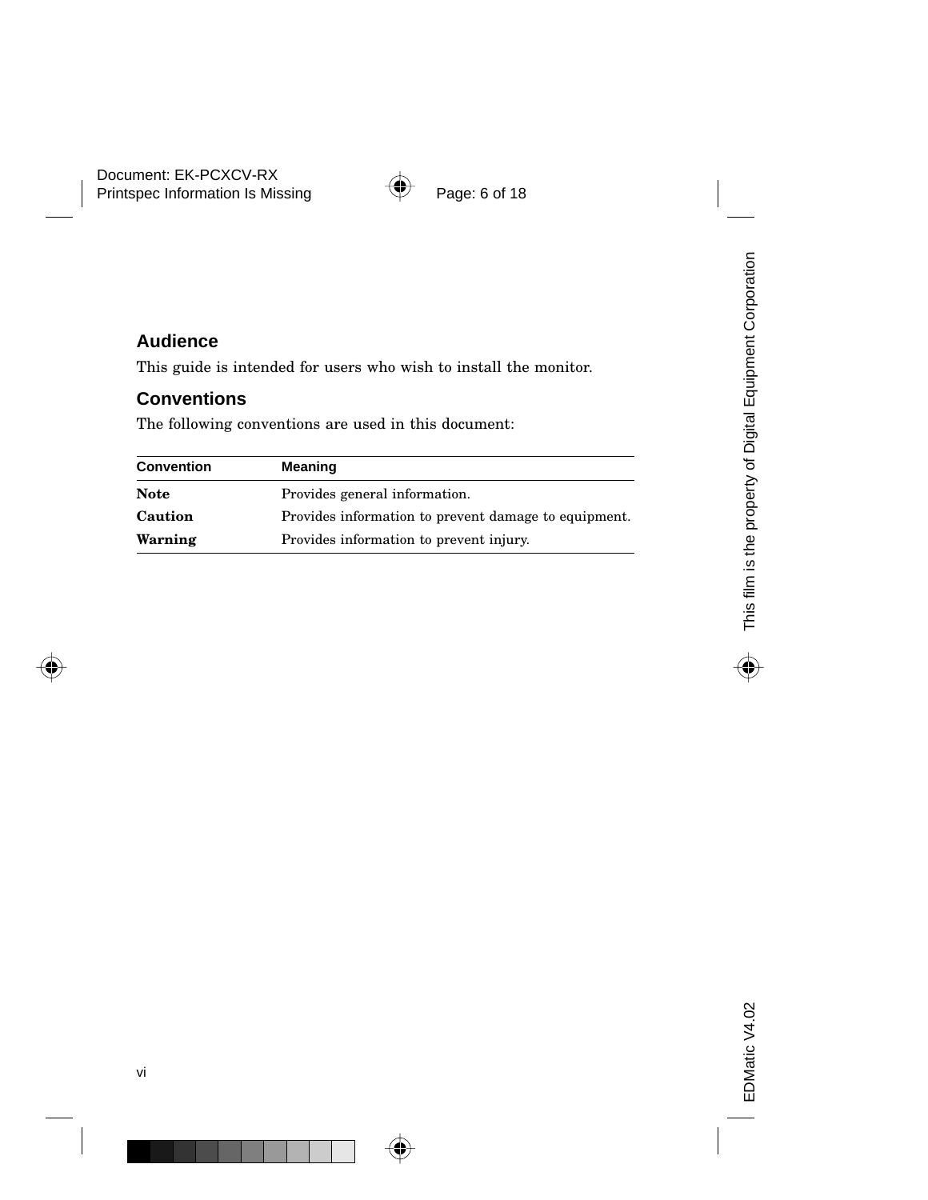## Audience

This guide is intended for users who wish to install the monitor.

## Conventions

The following conventions are used in this document:

| Convention | Meaning |
| --- | --- |
| **Note** | Provides general information. |
| **Caution** | Provides information to prevent damage to equipment. |
| **Warning** | Provides information to prevent injury. |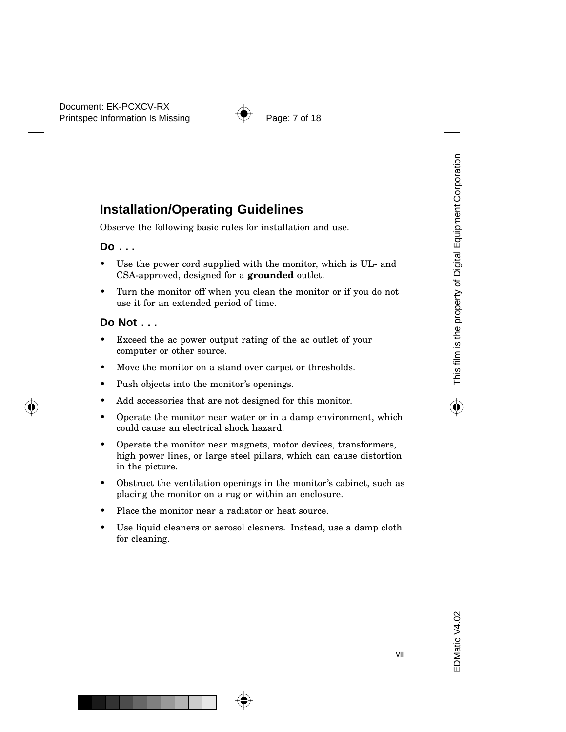## Installation/Operating Guidelines

Observe the following basic rules for installation and use.

### Do . . .

- Use the power cord supplied with the monitor, which is UL- and CSA-approved, designed for a **grounded** outlet.
- Turn the monitor off when you clean the monitor or if you do not use it for an extended period of time.

### Do Not . . .

- Exceed the ac power output rating of the ac outlet of your computer or other source.
- Move the monitor on a stand over carpet or thresholds.
- Push objects into the monitor's openings.
- Add accessories that are not designed for this monitor.
- Operate the monitor near water or in a damp environment, which could cause an electrical shock hazard.
- Operate the monitor near magnets, motor devices, transformers, high power lines, or large steel pillars, which can cause distortion in the picture.
- Obstruct the ventilation openings in the monitor's cabinet, such as placing the monitor on a rug or within an enclosure.
- Place the monitor near a radiator or heat source.
- Use liquid cleaners or aerosol cleaners. Instead, use a damp cloth for cleaning.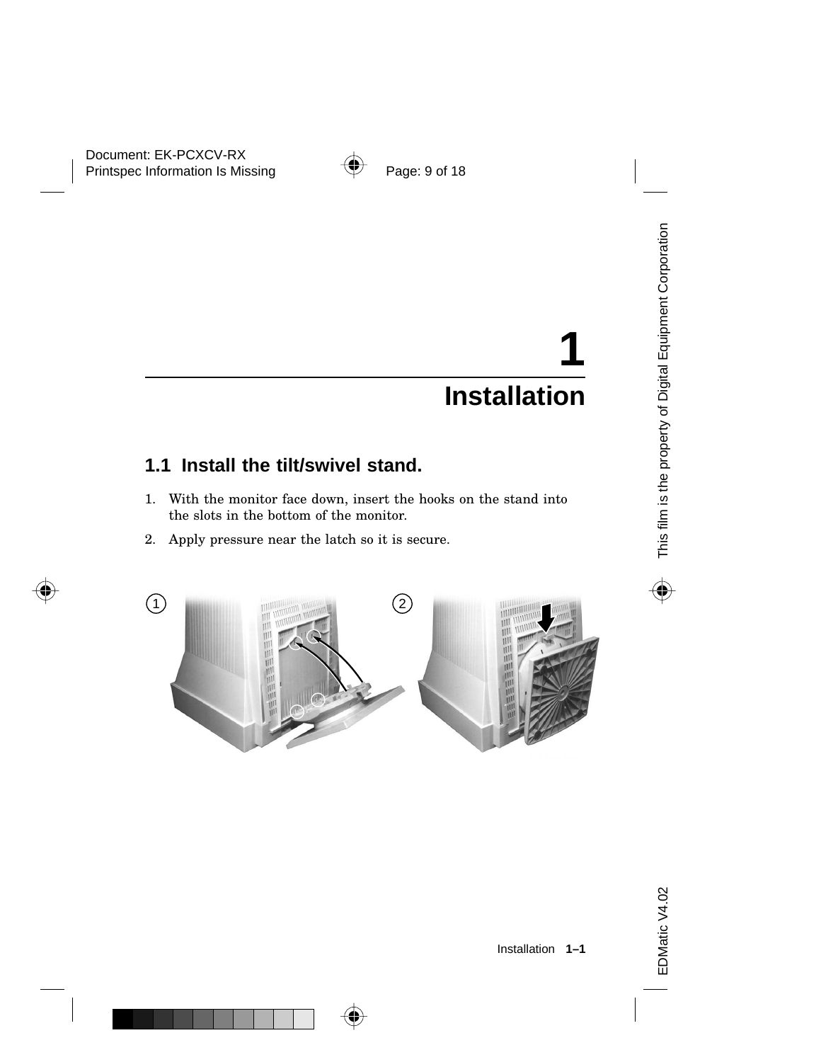# 1 Installation

## 1.1 Install the tilt/swivel stand.

1. With the monitor face down, insert the hooks on the stand into the slots in the bottom of the monitor.
2. Apply pressure near the latch so it is secure.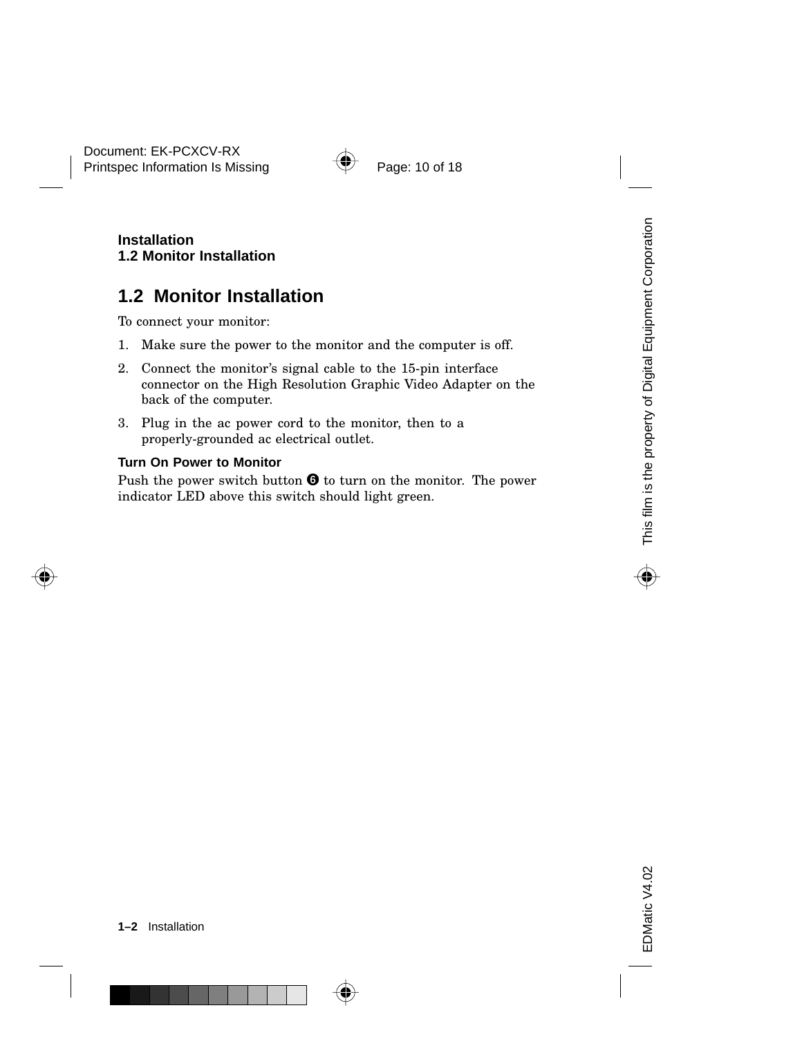## 1.2 Monitor Installation

To connect your monitor:

1. Make sure the power to the monitor and the computer is off.
2. Connect the monitor's signal cable to the 15-pin interface connector on the High Resolution Graphic Video Adapter on the back of the computer.
3. Plug in the ac power cord to the monitor, then to a properly-grounded ac electrical outlet.

### Turn On Power to Monitor

Push the power switch button ❻ to turn on the monitor. The power indicator LED above this switch should light green.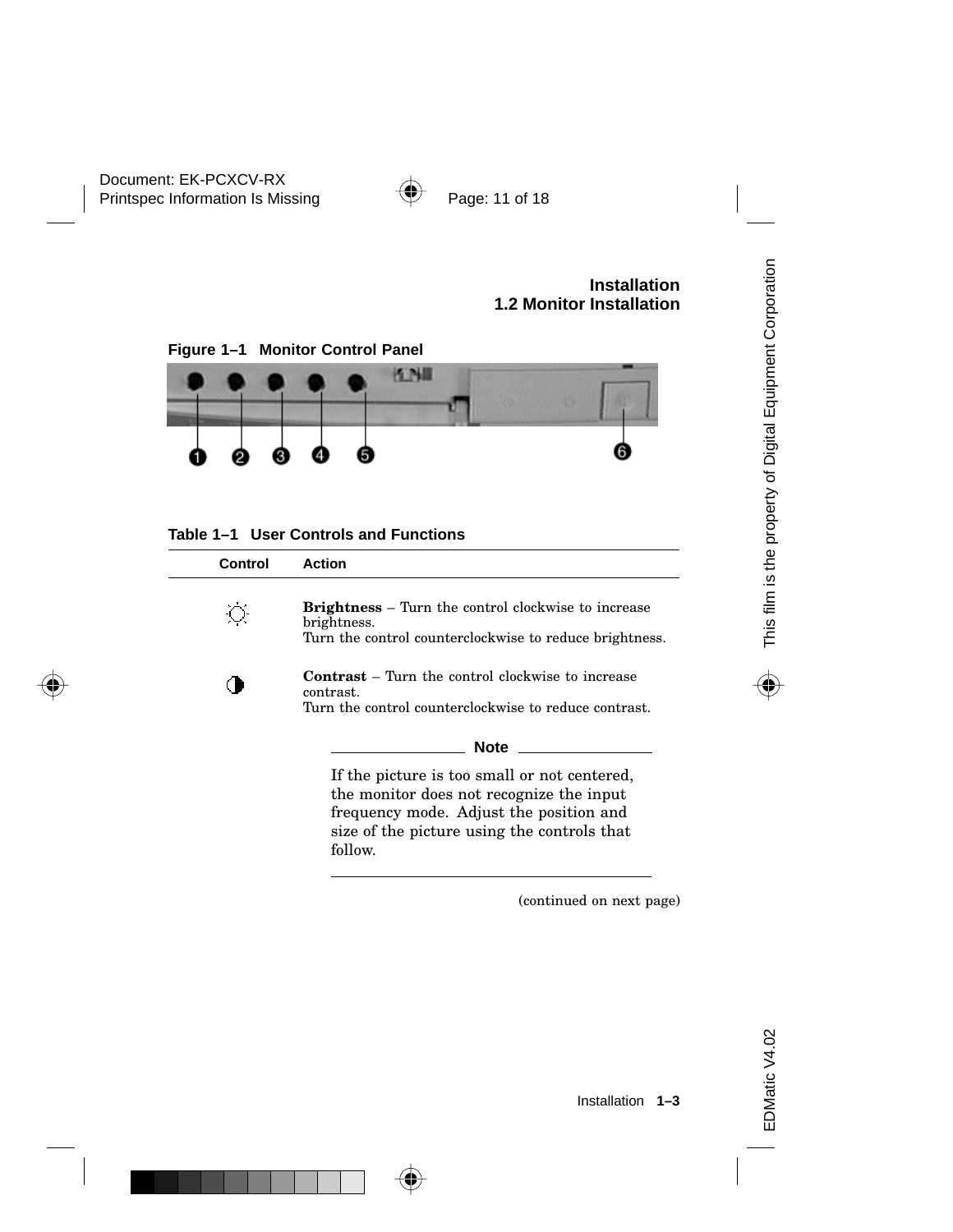**Figure 1–1 Monitor Control Panel**

**Table 1–1 User Controls and Functions**

| Control | Action |
|---|---|
| ☼ | **Brightness** – Turn the control clockwise to increase brightness.<br>Turn the control counterclockwise to reduce brightness. |
| ◑ | **Contrast** – Turn the control clockwise to increase contrast.<br>Turn the control counterclockwise to reduce contrast. |

**Note**

If the picture is too small or not centered, the monitor does not recognize the input frequency mode. Adjust the position and size of the picture using the controls that follow.

(continued on next page)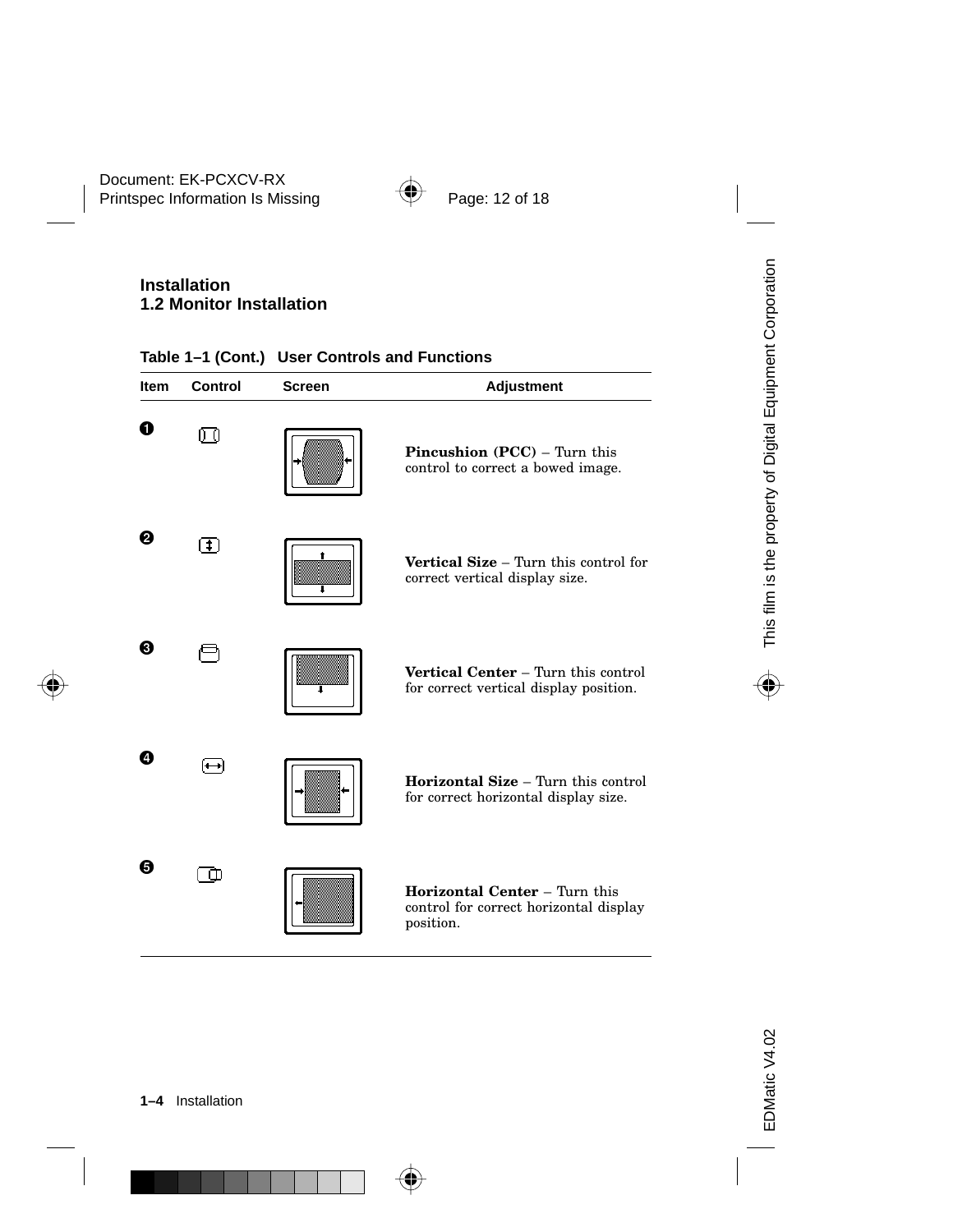## Installation
## 1.2 Monitor Installation

**Table 1–1 (Cont.) User Controls and Functions**

| Item | Control | Screen | Adjustment |
|---|---|---|---|
| ❶ | | | **Pincushion (PCC)** – Turn this control to correct a bowed image. |
| ❷ | | | **Vertical Size** – Turn this control for correct vertical display size. |
| ❸ | | | **Vertical Center** – Turn this control for correct vertical display position. |
| ❹ | | | **Horizontal Size** – Turn this control for correct horizontal display size. |
| ❺ | | | **Horizontal Center** – Turn this control for correct horizontal display position. |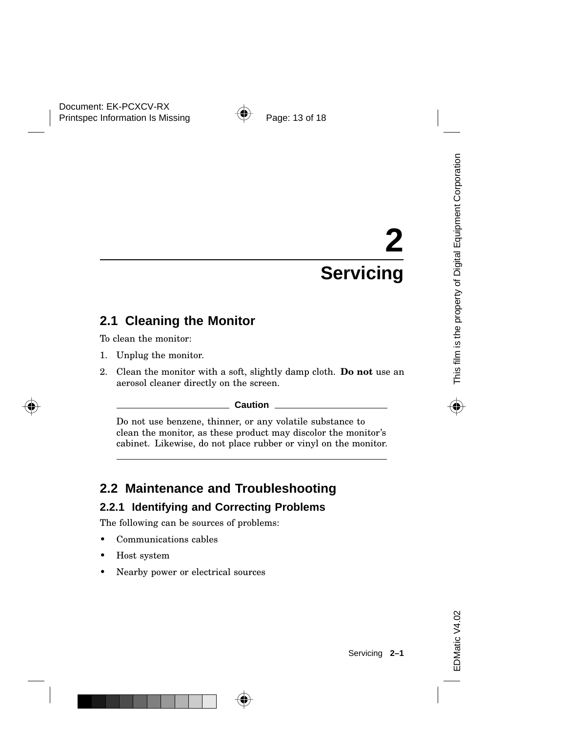# 2 Servicing

## 2.1 Cleaning the Monitor

To clean the monitor:

1. Unplug the monitor.
2. Clean the monitor with a soft, slightly damp cloth. **Do not** use an aerosol cleaner directly on the screen.

**Caution**

Do not use benzene, thinner, or any volatile substance to clean the monitor, as these product may discolor the monitor's cabinet. Likewise, do not place rubber or vinyl on the monitor.

## 2.2 Maintenance and Troubleshooting

### 2.2.1 Identifying and Correcting Problems

The following can be sources of problems:

- Communications cables
- Host system
- Nearby power or electrical sources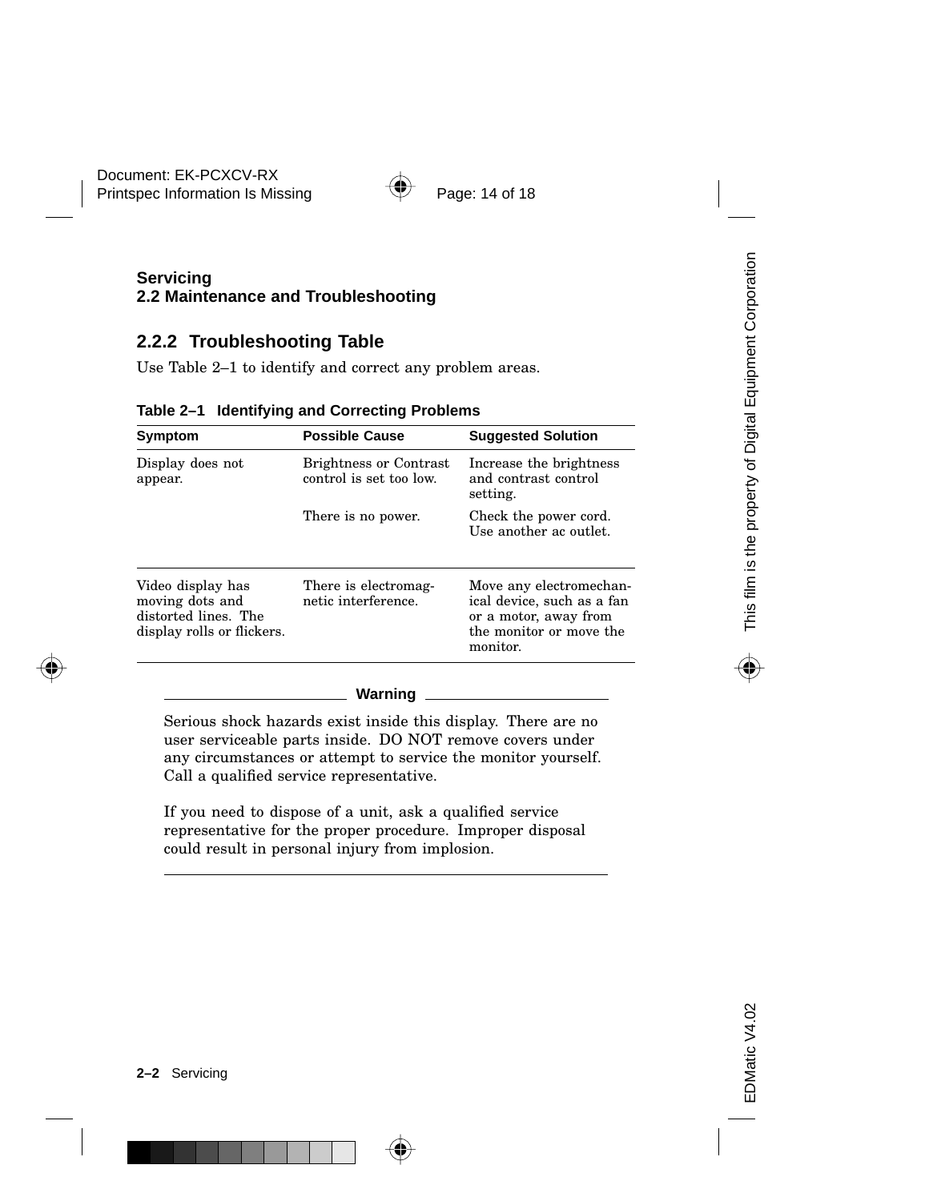**Servicing**
**2.2 Maintenance and Troubleshooting**

### 2.2.2 Troubleshooting Table

Use Table 2–1 to identify and correct any problem areas.

**Table 2–1 Identifying and Correcting Problems**

| Symptom | Possible Cause | Suggested Solution |
| --- | --- | --- |
| Display does not appear. | Brightness or Contrast control is set too low. | Increase the brightness and contrast control setting. |
| | There is no power. | Check the power cord. Use another ac outlet. |
| Video display has moving dots and distorted lines. The display rolls or flickers. | There is electromagnetic interference. | Move any electromechanical device, such as a fan or a motor, away from the monitor or move the monitor. |

**Warning**

Serious shock hazards exist inside this display. There are no user serviceable parts inside. DO NOT remove covers under any circumstances or attempt to service the monitor yourself. Call a qualified service representative.

If you need to dispose of a unit, ask a qualified service representative for the proper procedure. Improper disposal could result in personal injury from implosion.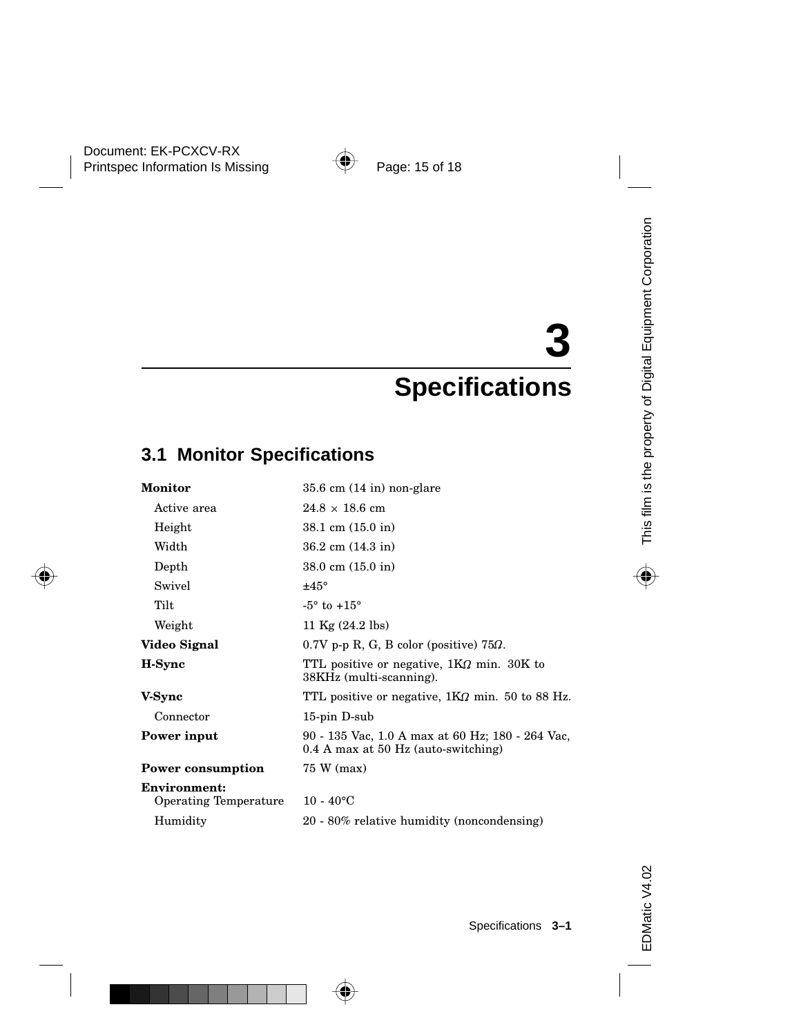# 3 Specifications

## 3.1 Monitor Specifications

| | |
|---|---|
| **Monitor** | 35.6 cm (14 in) non-glare |
| Active area | 24.8 × 18.6 cm |
| Height | 38.1 cm (15.0 in) |
| Width | 36.2 cm (14.3 in) |
| Depth | 38.0 cm (15.0 in) |
| Swivel | ±45° |
| Tilt | -5° to +15° |
| Weight | 11 Kg (24.2 lbs) |
| **Video Signal** | 0.7V p-p R, G, B color (positive) 75Ω. |
| **H-Sync** | TTL positive or negative, 1KΩ min. 30K to 38KHz (multi-scanning). |
| **V-Sync** | TTL positive or negative, 1KΩ min. 50 to 88 Hz. |
| Connector | 15-pin D-sub |
| **Power input** | 90 - 135 Vac, 1.0 A max at 60 Hz; 180 - 264 Vac, 0.4 A max at 50 Hz (auto-switching) |
| **Power consumption** | 75 W (max) |
| **Environment:** | |
| Operating Temperature | 10 - 40°C |
| Humidity | 20 - 80% relative humidity (noncondensing) |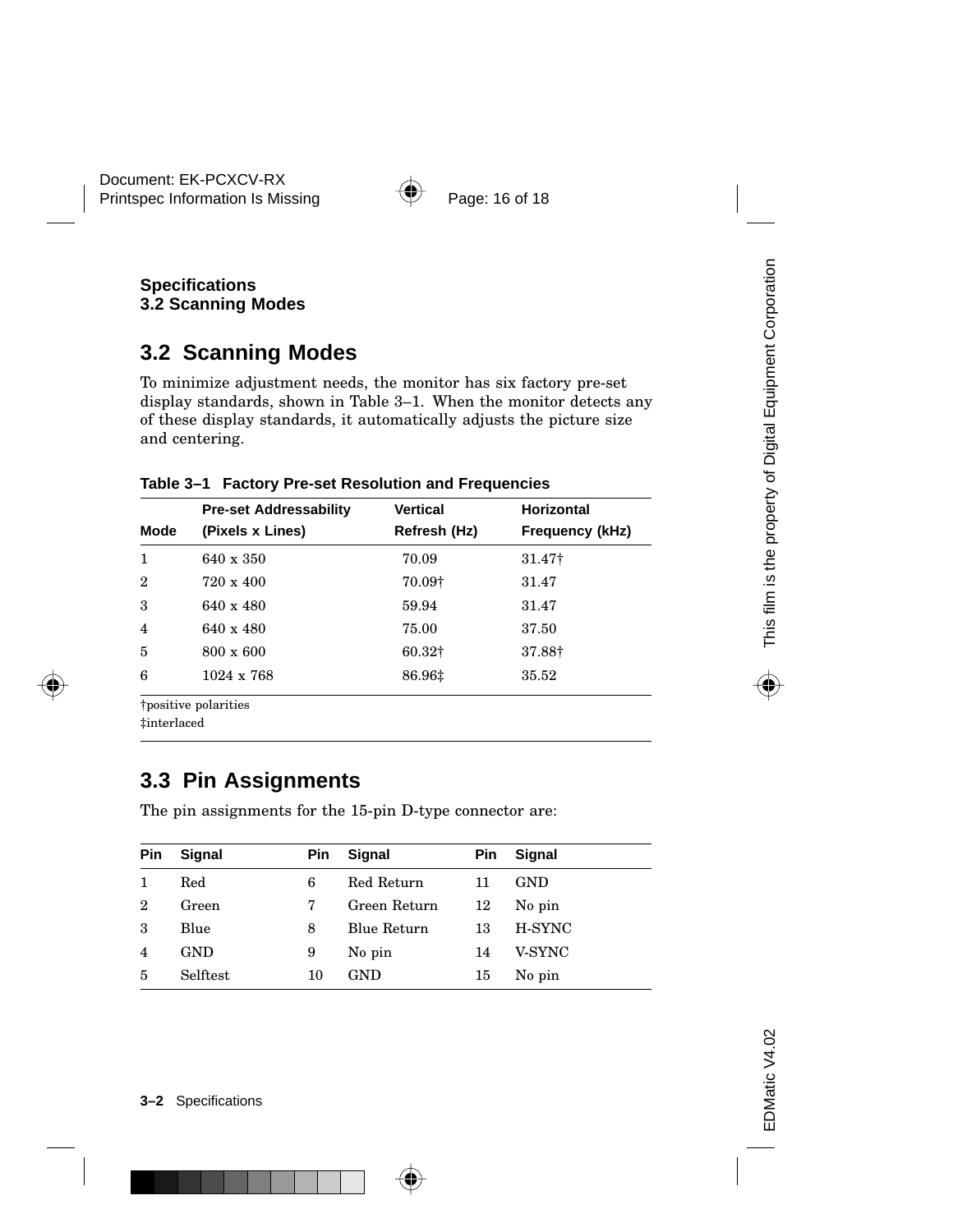## 3.2 Scanning Modes

To minimize adjustment needs, the monitor has six factory pre-set display standards, shown in Table 3–1. When the monitor detects any of these display standards, it automatically adjusts the picture size and centering.

**Table 3–1 Factory Pre-set Resolution and Frequencies**

| Mode | Pre-set Addressability (Pixels x Lines) | Vertical Refresh (Hz) | Horizontal Frequency (kHz) |
|---|---|---|---|
| 1 | 640 x 350 | 70.09 | 31.47† |
| 2 | 720 x 400 | 70.09† | 31.47 |
| 3 | 640 x 480 | 59.94 | 31.47 |
| 4 | 640 x 480 | 75.00 | 37.50 |
| 5 | 800 x 600 | 60.32† | 37.88† |
| 6 | 1024 x 768 | 86.96‡ | 35.52 |

†positive polarities
‡interlaced

## 3.3 Pin Assignments

The pin assignments for the 15-pin D-type connector are:

| Pin | Signal | Pin | Signal | Pin | Signal |
|---|---|---|---|---|---|
| 1 | Red | 6 | Red Return | 11 | GND |
| 2 | Green | 7 | Green Return | 12 | No pin |
| 3 | Blue | 8 | Blue Return | 13 | H-SYNC |
| 4 | GND | 9 | No pin | 14 | V-SYNC |
| 5 | Selftest | 10 | GND | 15 | No pin |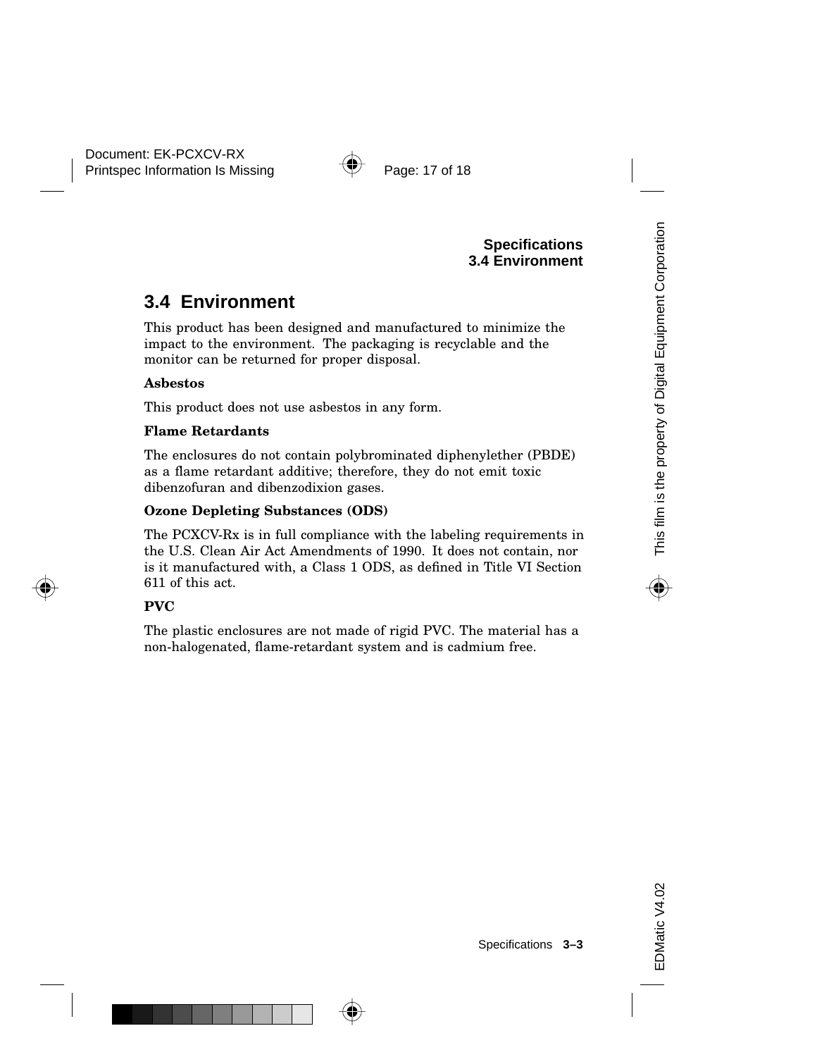## 3.4 Environment

This product has been designed and manufactured to minimize the impact to the environment. The packaging is recyclable and the monitor can be returned for proper disposal.

**Asbestos**

This product does not use asbestos in any form.

**Flame Retardants**

The enclosures do not contain polybrominated diphenylether (PBDE) as a flame retardant additive; therefore, they do not emit toxic dibenzofuran and dibenzodixion gases.

**Ozone Depleting Substances (ODS)**

The PCXCV-Rx is in full compliance with the labeling requirements in the U.S. Clean Air Act Amendments of 1990. It does not contain, nor is it manufactured with, a Class 1 ODS, as defined in Title VI Section 611 of this act.

**PVC**

The plastic enclosures are not made of rigid PVC. The material has a non-halogenated, flame-retardant system and is cadmium free.